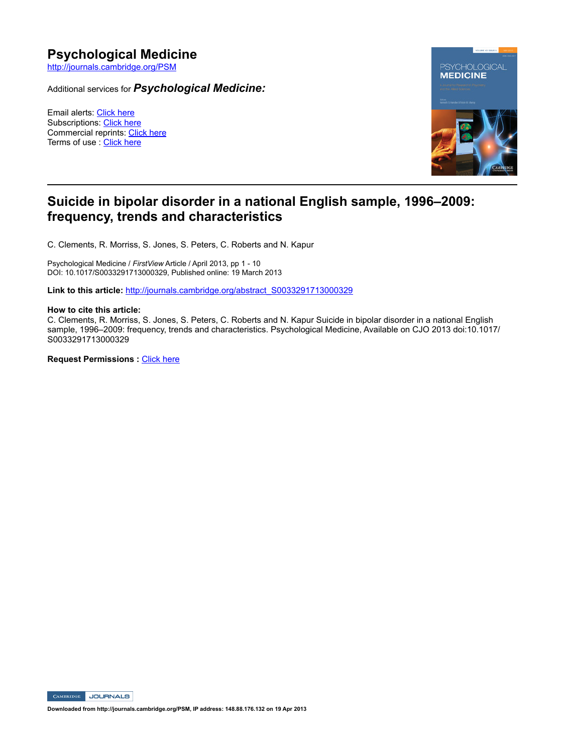# Psychological Medicine

http://journals.cambridge.org/PSM

Additional services for ***Psychological Medicine:***

Email alerts: Click here
Subscriptions: Click here
Commercial reprints: Click here
Terms of use : Click here

---

## Suicide in bipolar disorder in a national English sample, 1996–2009: frequency, trends and characteristics

C. Clements, R. Morriss, S. Jones, S. Peters, C. Roberts and N. Kapur

Psychological Medicine / *FirstView* Article / April 2013, pp 1 - 10
DOI: 10.1017/S0033291713000329, Published online: 19 March 2013

**Link to this article:** http://journals.cambridge.org/abstract_S0033291713000329

**How to cite this article:**
C. Clements, R. Morriss, S. Jones, S. Peters, C. Roberts and N. Kapur Suicide in bipolar disorder in a national English sample, 1996–2009: frequency, trends and characteristics. Psychological Medicine, Available on CJO 2013 doi:10.1017/S0033291713000329

**Request Permissions :** Click here

**Downloaded from http://journals.cambridge.org/PSM, IP address: 148.88.176.132 on 19 Apr 2013**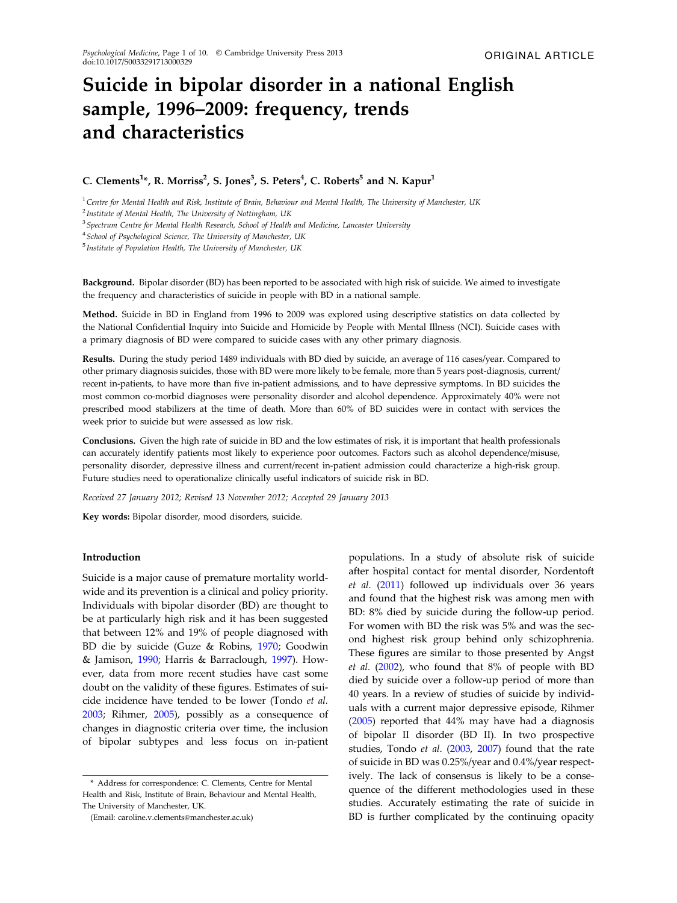# Suicide in bipolar disorder in a national English sample, 1996–2009: frequency, trends and characteristics

**C. Clements[1]\*, R. Morriss[2], S. Jones[3], S. Peters[4], C. Roberts[5] and N. Kapur[1]**

[1] *Centre for Mental Health and Risk, Institute of Brain, Behaviour and Mental Health, The University of Manchester, UK*
[2] *Institute of Mental Health, The University of Nottingham, UK*
[3] *Spectrum Centre for Mental Health Research, School of Health and Medicine, Lancaster University*
[4] *School of Psychological Science, The University of Manchester, UK*
[5] *Institute of Population Health, The University of Manchester, UK*

**Background.** Bipolar disorder (BD) has been reported to be associated with high risk of suicide. We aimed to investigate the frequency and characteristics of suicide in people with BD in a national sample.

**Method.** Suicide in BD in England from 1996 to 2009 was explored using descriptive statistics on data collected by the National Confidential Inquiry into Suicide and Homicide by People with Mental Illness (NCI). Suicide cases with a primary diagnosis of BD were compared to suicide cases with any other primary diagnosis.

**Results.** During the study period 1489 individuals with BD died by suicide, an average of 116 cases/year. Compared to other primary diagnosis suicides, those with BD were more likely to be female, more than 5 years post-diagnosis, current/recent in-patients, to have more than five in-patient admissions, and to have depressive symptoms. In BD suicides the most common co-morbid diagnoses were personality disorder and alcohol dependence. Approximately 40% were not prescribed mood stabilizers at the time of death. More than 60% of BD suicides were in contact with services the week prior to suicide but were assessed as low risk.

**Conclusions.** Given the high rate of suicide in BD and the low estimates of risk, it is important that health professionals can accurately identify patients most likely to experience poor outcomes. Factors such as alcohol dependence/misuse, personality disorder, depressive illness and current/recent in-patient admission could characterize a high-risk group. Future studies need to operationalize clinically useful indicators of suicide risk in BD.

*Received 27 January 2012; Revised 13 November 2012; Accepted 29 January 2013*

**Key words:** Bipolar disorder, mood disorders, suicide.

## Introduction

Suicide is a major cause of premature mortality worldwide and its prevention is a clinical and policy priority. Individuals with bipolar disorder (BD) are thought to be at particularly high risk and it has been suggested that between 12% and 19% of people diagnosed with BD die by suicide (Guze & Robins, 1970; Goodwin & Jamison, 1990; Harris & Barraclough, 1997). However, data from more recent studies have cast some doubt on the validity of these figures. Estimates of suicide incidence have tended to be lower (Tondo *et al.* 2003; Rihmer, 2005), possibly as a consequence of changes in diagnostic criteria over time, the inclusion of bipolar subtypes and less focus on in-patient populations. In a study of absolute risk of suicide after hospital contact for mental disorder, Nordentoft *et al.* (2011) followed up individuals over 36 years and found that the highest risk was among men with BD: 8% died by suicide during the follow-up period. For women with BD the risk was 5% and was the second highest risk group behind only schizophrenia. These figures are similar to those presented by Angst *et al.* (2002), who found that 8% of people with BD died by suicide over a follow-up period of more than 40 years. In a review of studies of suicide by individuals with a current major depressive episode, Rihmer (2005) reported that 44% may have had a diagnosis of bipolar II disorder (BD II). In two prospective studies, Tondo *et al.* (2003, 2007) found that the rate of suicide in BD was 0.25%/year and 0.4%/year respectively. The lack of consensus is likely to be a consequence of the different methodologies used in these studies. Accurately estimating the rate of suicide in BD is further complicated by the continuing opacity

\* Address for correspondence: C. Clements, Centre for Mental Health and Risk, Institute of Brain, Behaviour and Mental Health, The University of Manchester, UK.
(Email: caroline.v.clements@manchester.ac.uk)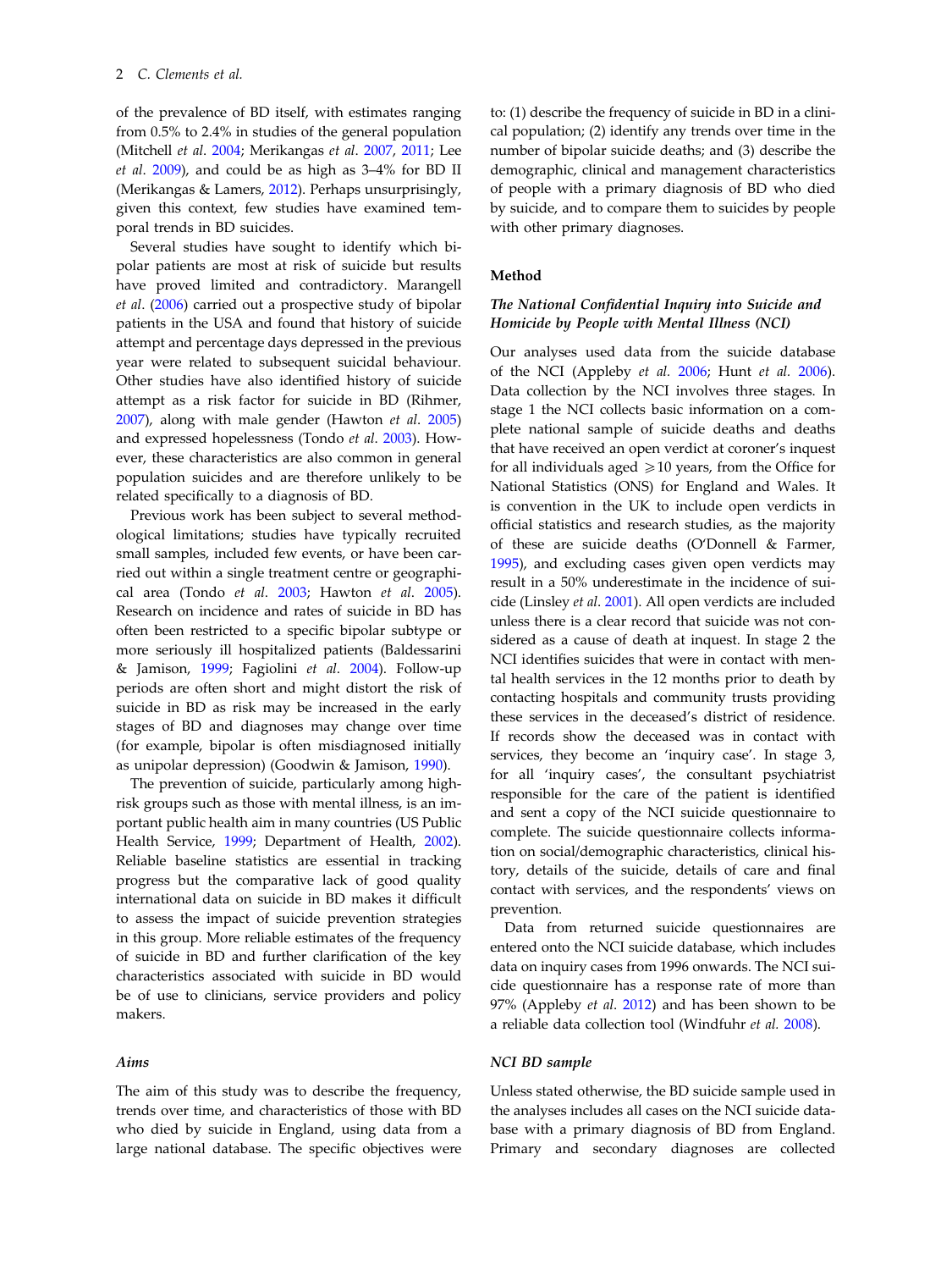of the prevalence of BD itself, with estimates ranging from 0.5% to 2.4% in studies of the general population (Mitchell *et al*. 2004; Merikangas *et al*. 2007, 2011; Lee *et al*. 2009), and could be as high as 3–4% for BD II (Merikangas & Lamers, 2012). Perhaps unsurprisingly, given this context, few studies have examined temporal trends in BD suicides.

Several studies have sought to identify which bipolar patients are most at risk of suicide but results have proved limited and contradictory. Marangell *et al*. (2006) carried out a prospective study of bipolar patients in the USA and found that history of suicide attempt and percentage days depressed in the previous year were related to subsequent suicidal behaviour. Other studies have also identified history of suicide attempt as a risk factor for suicide in BD (Rihmer, 2007), along with male gender (Hawton *et al*. 2005) and expressed hopelessness (Tondo *et al*. 2003). However, these characteristics are also common in general population suicides and are therefore unlikely to be related specifically to a diagnosis of BD.

Previous work has been subject to several methodological limitations; studies have typically recruited small samples, included few events, or have been carried out within a single treatment centre or geographical area (Tondo *et al*. 2003; Hawton *et al*. 2005). Research on incidence and rates of suicide in BD has often been restricted to a specific bipolar subtype or more seriously ill hospitalized patients (Baldessarini & Jamison, 1999; Fagiolini *et al*. 2004). Follow-up periods are often short and might distort the risk of suicide in BD as risk may be increased in the early stages of BD and diagnoses may change over time (for example, bipolar is often misdiagnosed initially as unipolar depression) (Goodwin & Jamison, 1990).

The prevention of suicide, particularly among high-risk groups such as those with mental illness, is an important public health aim in many countries (US Public Health Service, 1999; Department of Health, 2002). Reliable baseline statistics are essential in tracking progress but the comparative lack of good quality international data on suicide in BD makes it difficult to assess the impact of suicide prevention strategies in this group. More reliable estimates of the frequency of suicide in BD and further clarification of the key characteristics associated with suicide in BD would be of use to clinicians, service providers and policy makers.

### *Aims*

The aim of this study was to describe the frequency, trends over time, and characteristics of those with BD who died by suicide in England, using data from a large national database. The specific objectives were to: (1) describe the frequency of suicide in BD in a clinical population; (2) identify any trends over time in the number of bipolar suicide deaths; and (3) describe the demographic, clinical and management characteristics of people with a primary diagnosis of BD who died by suicide, and to compare them to suicides by people with other primary diagnoses.

## Method

### *The National Confidential Inquiry into Suicide and Homicide by People with Mental Illness (NCI)*

Our analyses used data from the suicide database of the NCI (Appleby *et al*. 2006; Hunt *et al*. 2006). Data collection by the NCI involves three stages. In stage 1 the NCI collects basic information on a complete national sample of suicide deaths and deaths that have received an open verdict at coroner's inquest for all individuals aged ⩾10 years, from the Office for National Statistics (ONS) for England and Wales. It is convention in the UK to include open verdicts in official statistics and research studies, as the majority of these are suicide deaths (O'Donnell & Farmer, 1995), and excluding cases given open verdicts may result in a 50% underestimate in the incidence of suicide (Linsley *et al*. 2001). All open verdicts are included unless there is a clear record that suicide was not considered as a cause of death at inquest. In stage 2 the NCI identifies suicides that were in contact with mental health services in the 12 months prior to death by contacting hospitals and community trusts providing these services in the deceased's district of residence. If records show the deceased was in contact with services, they become an 'inquiry case'. In stage 3, for all 'inquiry cases', the consultant psychiatrist responsible for the care of the patient is identified and sent a copy of the NCI suicide questionnaire to complete. The suicide questionnaire collects information on social/demographic characteristics, clinical history, details of the suicide, details of care and final contact with services, and the respondents' views on prevention.

Data from returned suicide questionnaires are entered onto the NCI suicide database, which includes data on inquiry cases from 1996 onwards. The NCI suicide questionnaire has a response rate of more than 97% (Appleby *et al*. 2012) and has been shown to be a reliable data collection tool (Windfuhr *et al*. 2008).

### *NCI BD sample*

Unless stated otherwise, the BD suicide sample used in the analyses includes all cases on the NCI suicide database with a primary diagnosis of BD from England. Primary and secondary diagnoses are collected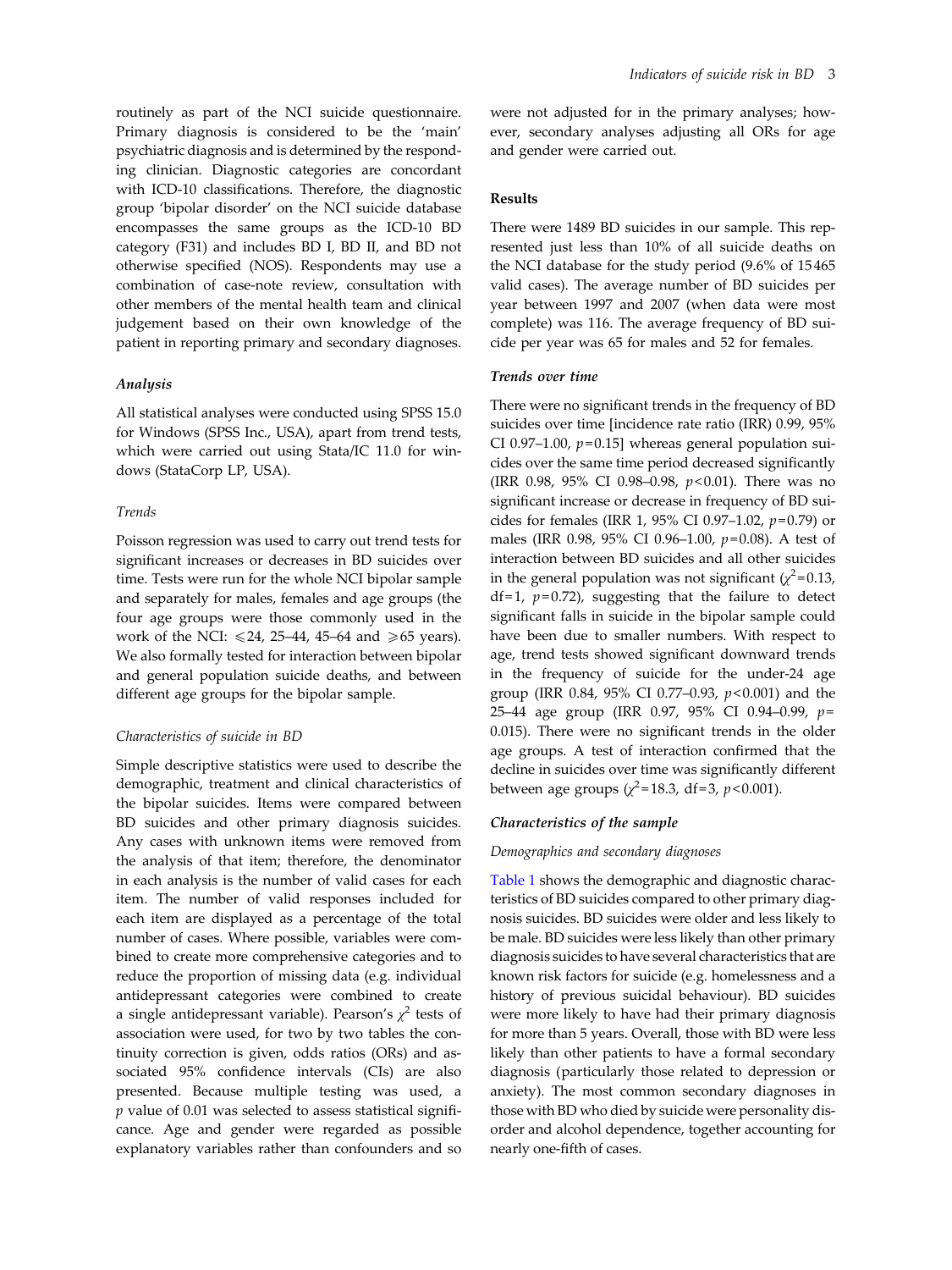routinely as part of the NCI suicide questionnaire. Primary diagnosis is considered to be the 'main' psychiatric diagnosis and is determined by the responding clinician. Diagnostic categories are concordant with ICD-10 classifications. Therefore, the diagnostic group 'bipolar disorder' on the NCI suicide database encompasses the same groups as the ICD-10 BD category (F31) and includes BD I, BD II, and BD not otherwise specified (NOS). Respondents may use a combination of case-note review, consultation with other members of the mental health team and clinical judgement based on their own knowledge of the patient in reporting primary and secondary diagnoses.

### *Analysis*

All statistical analyses were conducted using SPSS 15.0 for Windows (SPSS Inc., USA), apart from trend tests, which were carried out using Stata/IC 11.0 for windows (StataCorp LP, USA).

#### *Trends*

Poisson regression was used to carry out trend tests for significant increases or decreases in BD suicides over time. Tests were run for the whole NCI bipolar sample and separately for males, females and age groups (the four age groups were those commonly used in the work of the NCI: ⩽24, 25–44, 45–64 and ⩾65 years). We also formally tested for interaction between bipolar and general population suicide deaths, and between different age groups for the bipolar sample.

#### *Characteristics of suicide in BD*

Simple descriptive statistics were used to describe the demographic, treatment and clinical characteristics of the bipolar suicides. Items were compared between BD suicides and other primary diagnosis suicides. Any cases with unknown items were removed from the analysis of that item; therefore, the denominator in each analysis is the number of valid cases for each item. The number of valid responses included for each item are displayed as a percentage of the total number of cases. Where possible, variables were combined to create more comprehensive categories and to reduce the proportion of missing data (e.g. individual antidepressant categories were combined to create a single antidepressant variable). Pearson's $\chi^2$ tests of association were used, for two by two tables the continuity correction is given, odds ratios (ORs) and associated 95% confidence intervals (CIs) are also presented. Because multiple testing was used, a $p$ value of 0.01 was selected to assess statistical significance. Age and gender were regarded as possible explanatory variables rather than confounders and so were not adjusted for in the primary analyses; however, secondary analyses adjusting all ORs for age and gender were carried out.

## Results

There were 1489 BD suicides in our sample. This represented just less than 10% of all suicide deaths on the NCI database for the study period (9.6% of 15 465 valid cases). The average number of BD suicides per year between 1997 and 2007 (when data were most complete) was 116. The average frequency of BD suicide per year was 65 for males and 52 for females.

### *Trends over time*

There were no significant trends in the frequency of BD suicides over time [incidence rate ratio (IRR) 0.99, 95% CI 0.97–1.00, $p=0.15$] whereas general population suicides over the same time period decreased significantly (IRR 0.98, 95% CI 0.98–0.98, $p<0.01$). There was no significant increase or decrease in frequency of BD suicides for females (IRR 1, 95% CI 0.97–1.02, $p=0.79$) or males (IRR 0.98, 95% CI 0.96–1.00, $p=0.08$). A test of interaction between BD suicides and all other suicides in the general population was not significant ($\chi^2=0.13$, df=1, $p=0.72$), suggesting that the failure to detect significant falls in suicide in the bipolar sample could have been due to smaller numbers. With respect to age, trend tests showed significant downward trends in the frequency of suicide for the under-24 age group (IRR 0.84, 95% CI 0.77–0.93, $p<0.001$) and the 25–44 age group (IRR 0.97, 95% CI 0.94–0.99, $p=0.015$). There were no significant trends in the older age groups. A test of interaction confirmed that the decline in suicides over time was significantly different between age groups ($\chi^2=18.3$, df=3, $p<0.001$).

### *Characteristics of the sample*

#### *Demographics and secondary diagnoses*

Table 1 shows the demographic and diagnostic characteristics of BD suicides compared to other primary diagnosis suicides. BD suicides were older and less likely to be male. BD suicides were less likely than other primary diagnosis suicides to have several characteristics that are known risk factors for suicide (e.g. homelessness and a history of previous suicidal behaviour). BD suicides were more likely to have had their primary diagnosis for more than 5 years. Overall, those with BD were less likely than other patients to have a formal secondary diagnosis (particularly those related to depression or anxiety). The most common secondary diagnoses in those with BD who died by suicide were personality disorder and alcohol dependence, together accounting for nearly one-fifth of cases.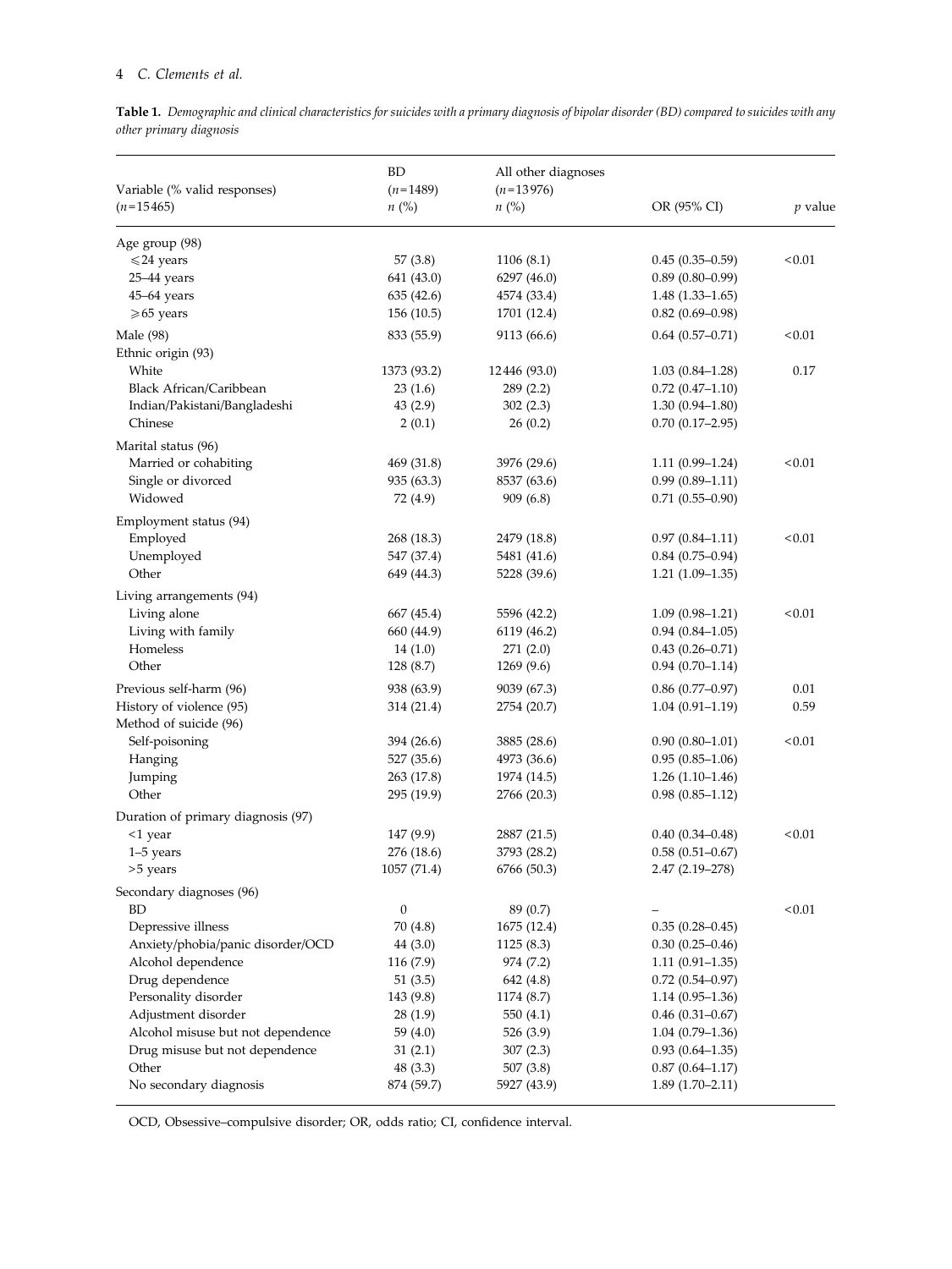**Table 1.** *Demographic and clinical characteristics for suicides with a primary diagnosis of bipolar disorder (BD) compared to suicides with any other primary diagnosis*

| Variable (% valid responses) ($n$=15465) | BD ($n$=1489) $n$ (%) | All other diagnoses ($n$=13976) $n$ (%) | OR (95% CI) | $p$ value |
|---|---|---|---|---|
| Age group (98) | | | | |
| ⩽24 years | 57 (3.8) | 1106 (8.1) | 0.45 (0.35–0.59) | <0.01 |
| 25–44 years | 641 (43.0) | 6297 (46.0) | 0.89 (0.80–0.99) | |
| 45–64 years | 635 (42.6) | 4574 (33.4) | 1.48 (1.33–1.65) | |
| ⩾65 years | 156 (10.5) | 1701 (12.4) | 0.82 (0.69–0.98) | |
| Male (98) | 833 (55.9) | 9113 (66.6) | 0.64 (0.57–0.71) | <0.01 |
| Ethnic origin (93) | | | | |
| White | 1373 (93.2) | 12446 (93.0) | 1.03 (0.84–1.28) | 0.17 |
| Black African/Caribbean | 23 (1.6) | 289 (2.2) | 0.72 (0.47–1.10) | |
| Indian/Pakistani/Bangladeshi | 43 (2.9) | 302 (2.3) | 1.30 (0.94–1.80) | |
| Chinese | 2 (0.1) | 26 (0.2) | 0.70 (0.17–2.95) | |
| Marital status (96) | | | | |
| Married or cohabiting | 469 (31.8) | 3976 (29.6) | 1.11 (0.99–1.24) | <0.01 |
| Single or divorced | 935 (63.3) | 8537 (63.6) | 0.99 (0.89–1.11) | |
| Widowed | 72 (4.9) | 909 (6.8) | 0.71 (0.55–0.90) | |
| Employment status (94) | | | | |
| Employed | 268 (18.3) | 2479 (18.8) | 0.97 (0.84–1.11) | <0.01 |
| Unemployed | 547 (37.4) | 5481 (41.6) | 0.84 (0.75–0.94) | |
| Other | 649 (44.3) | 5228 (39.6) | 1.21 (1.09–1.35) | |
| Living arrangements (94) | | | | |
| Living alone | 667 (45.4) | 5596 (42.2) | 1.09 (0.98–1.21) | <0.01 |
| Living with family | 660 (44.9) | 6119 (46.2) | 0.94 (0.84–1.05) | |
| Homeless | 14 (1.0) | 271 (2.0) | 0.43 (0.26–0.71) | |
| Other | 128 (8.7) | 1269 (9.6) | 0.94 (0.70–1.14) | |
| Previous self-harm (96) | 938 (63.9) | 9039 (67.3) | 0.86 (0.77–0.97) | 0.01 |
| History of violence (95) | 314 (21.4) | 2754 (20.7) | 1.04 (0.91–1.19) | 0.59 |
| Method of suicide (96) | | | | |
| Self-poisoning | 394 (26.6) | 3885 (28.6) | 0.90 (0.80–1.01) | <0.01 |
| Hanging | 527 (35.6) | 4973 (36.6) | 0.95 (0.85–1.06) | |
| Jumping | 263 (17.8) | 1974 (14.5) | 1.26 (1.10–1.46) | |
| Other | 295 (19.9) | 2766 (20.3) | 0.98 (0.85–1.12) | |
| Duration of primary diagnosis (97) | | | | |
| <1 year | 147 (9.9) | 2887 (21.5) | 0.40 (0.34–0.48) | <0.01 |
| 1–5 years | 276 (18.6) | 3793 (28.2) | 0.58 (0.51–0.67) | |
| >5 years | 1057 (71.4) | 6766 (50.3) | 2.47 (2.19–278) | |
| Secondary diagnoses (96) | | | | |
| BD | 0 | 89 (0.7) | – | <0.01 |
| Depressive illness | 70 (4.8) | 1675 (12.4) | 0.35 (0.28–0.45) | |
| Anxiety/phobia/panic disorder/OCD | 44 (3.0) | 1125 (8.3) | 0.30 (0.25–0.46) | |
| Alcohol dependence | 116 (7.9) | 974 (7.2) | 1.11 (0.91–1.35) | |
| Drug dependence | 51 (3.5) | 642 (4.8) | 0.72 (0.54–0.97) | |
| Personality disorder | 143 (9.8) | 1174 (8.7) | 1.14 (0.95–1.36) | |
| Adjustment disorder | 28 (1.9) | 550 (4.1) | 0.46 (0.31–0.67) | |
| Alcohol misuse but not dependence | 59 (4.0) | 526 (3.9) | 1.04 (0.79–1.36) | |
| Drug misuse but not dependence | 31 (2.1) | 307 (2.3) | 0.93 (0.64–1.35) | |
| Other | 48 (3.3) | 507 (3.8) | 0.87 (0.64–1.17) | |
| No secondary diagnosis | 874 (59.7) | 5927 (43.9) | 1.89 (1.70–2.11) | |

OCD, Obsessive–compulsive disorder; OR, odds ratio; CI, confidence interval.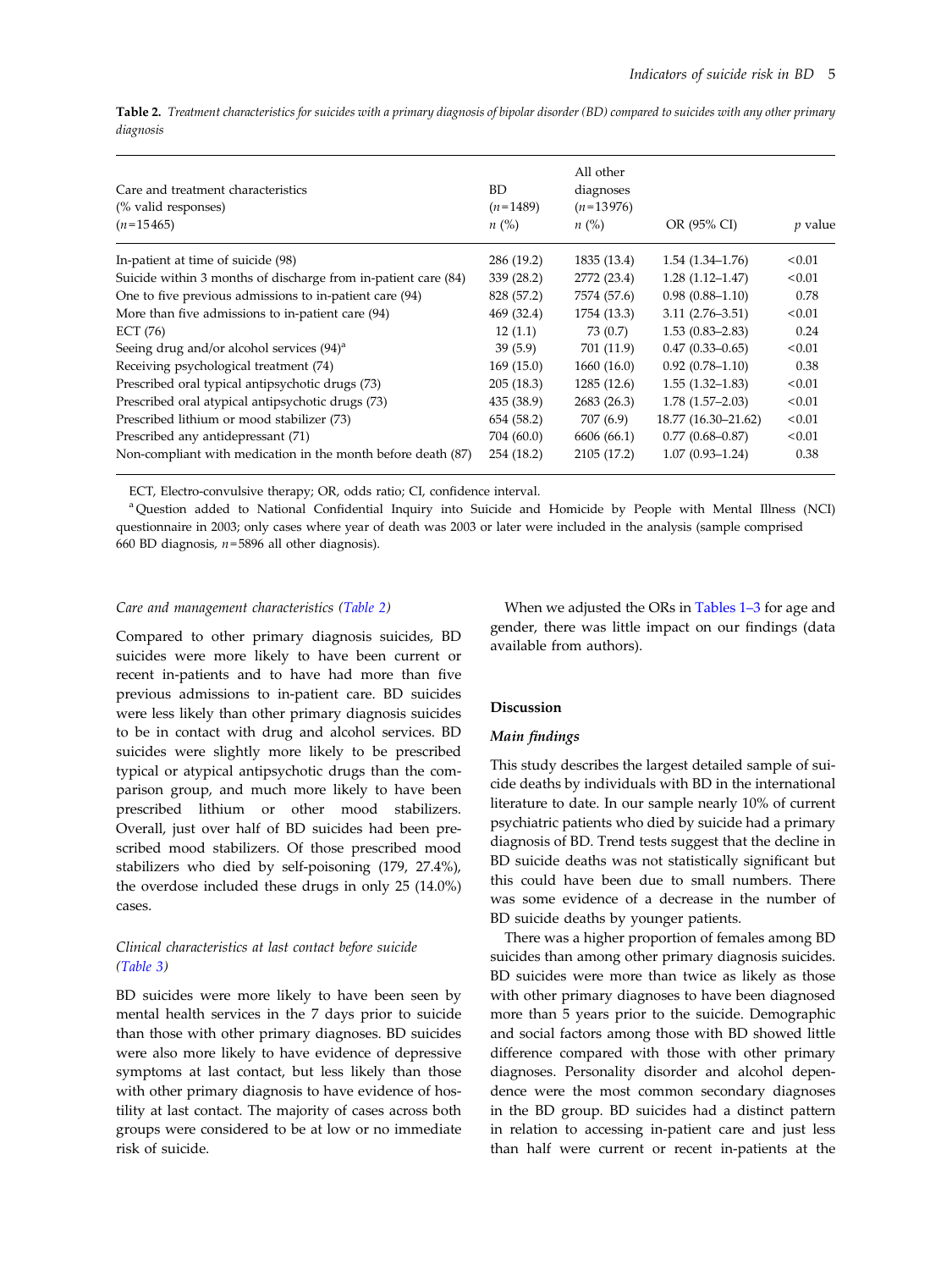**Table 2.** *Treatment characteristics for suicides with a primary diagnosis of bipolar disorder (BD) compared to suicides with any other primary diagnosis*

| Care and treatment characteristics (% valid responses) ($n$=15465) | BD ($n$=1489) $n$ (%) | All other diagnoses ($n$=13976) $n$ (%) | OR (95% CI) | $p$ value |
|---|---|---|---|---|
| In-patient at time of suicide (98) | 286 (19.2) | 1835 (13.4) | 1.54 (1.34–1.76) | <0.01 |
| Suicide within 3 months of discharge from in-patient care (84) | 339 (28.2) | 2772 (23.4) | 1.28 (1.12–1.47) | <0.01 |
| One to five previous admissions to in-patient care (94) | 828 (57.2) | 7574 (57.6) | 0.98 (0.88–1.10) | 0.78 |
| More than five admissions to in-patient care (94) | 469 (32.4) | 1754 (13.3) | 3.11 (2.76–3.51) | <0.01 |
| ECT (76) | 12 (1.1) | 73 (0.7) | 1.53 (0.83–2.83) | 0.24 |
| Seeing drug and/or alcohol services (94)[a] | 39 (5.9) | 701 (11.9) | 0.47 (0.33–0.65) | <0.01 |
| Receiving psychological treatment (74) | 169 (15.0) | 1660 (16.0) | 0.92 (0.78–1.10) | 0.38 |
| Prescribed oral typical antipsychotic drugs (73) | 205 (18.3) | 1285 (12.6) | 1.55 (1.32–1.83) | <0.01 |
| Prescribed oral atypical antipsychotic drugs (73) | 435 (38.9) | 2683 (26.3) | 1.78 (1.57–2.03) | <0.01 |
| Prescribed lithium or mood stabilizer (73) | 654 (58.2) | 707 (6.9) | 18.77 (16.30–21.62) | <0.01 |
| Prescribed any antidepressant (71) | 704 (60.0) | 6606 (66.1) | 0.77 (0.68–0.87) | <0.01 |
| Non-compliant with medication in the month before death (87) | 254 (18.2) | 2105 (17.2) | 1.07 (0.93–1.24) | 0.38 |

ECT, Electro-convulsive therapy; OR, odds ratio; CI, confidence interval.

[a] Question added to National Confidential Inquiry into Suicide and Homicide by People with Mental Illness (NCI) questionnaire in 2003; only cases where year of death was 2003 or later were included in the analysis (sample comprised 660 BD diagnosis, $n$=5896 all other diagnosis).

*Care and management characteristics (Table 2)*

Compared to other primary diagnosis suicides, BD suicides were more likely to have been current or recent in-patients and to have had more than five previous admissions to in-patient care. BD suicides were less likely than other primary diagnosis suicides to be in contact with drug and alcohol services. BD suicides were slightly more likely to be prescribed typical or atypical antipsychotic drugs than the comparison group, and much more likely to have been prescribed lithium or other mood stabilizers. Overall, just over half of BD suicides had been prescribed mood stabilizers. Of those prescribed mood stabilizers who died by self-poisoning (179, 27.4%), the overdose included these drugs in only 25 (14.0%) cases.

*Clinical characteristics at last contact before suicide (Table 3)*

BD suicides were more likely to have been seen by mental health services in the 7 days prior to suicide than those with other primary diagnoses. BD suicides were also more likely to have evidence of depressive symptoms at last contact, but less likely than those with other primary diagnosis to have evidence of hostility at last contact. The majority of cases across both groups were considered to be at low or no immediate risk of suicide.

When we adjusted the ORs in Tables 1–3 for age and gender, there was little impact on our findings (data available from authors).

## Discussion

### *Main findings*

This study describes the largest detailed sample of suicide deaths by individuals with BD in the international literature to date. In our sample nearly 10% of current psychiatric patients who died by suicide had a primary diagnosis of BD. Trend tests suggest that the decline in BD suicide deaths was not statistically significant but this could have been due to small numbers. There was some evidence of a decrease in the number of BD suicide deaths by younger patients.

There was a higher proportion of females among BD suicides than among other primary diagnosis suicides. BD suicides were more than twice as likely as those with other primary diagnoses to have been diagnosed more than 5 years prior to the suicide. Demographic and social factors among those with BD showed little difference compared with those with other primary diagnoses. Personality disorder and alcohol dependence were the most common secondary diagnoses in the BD group. BD suicides had a distinct pattern in relation to accessing in-patient care and just less than half were current or recent in-patients at the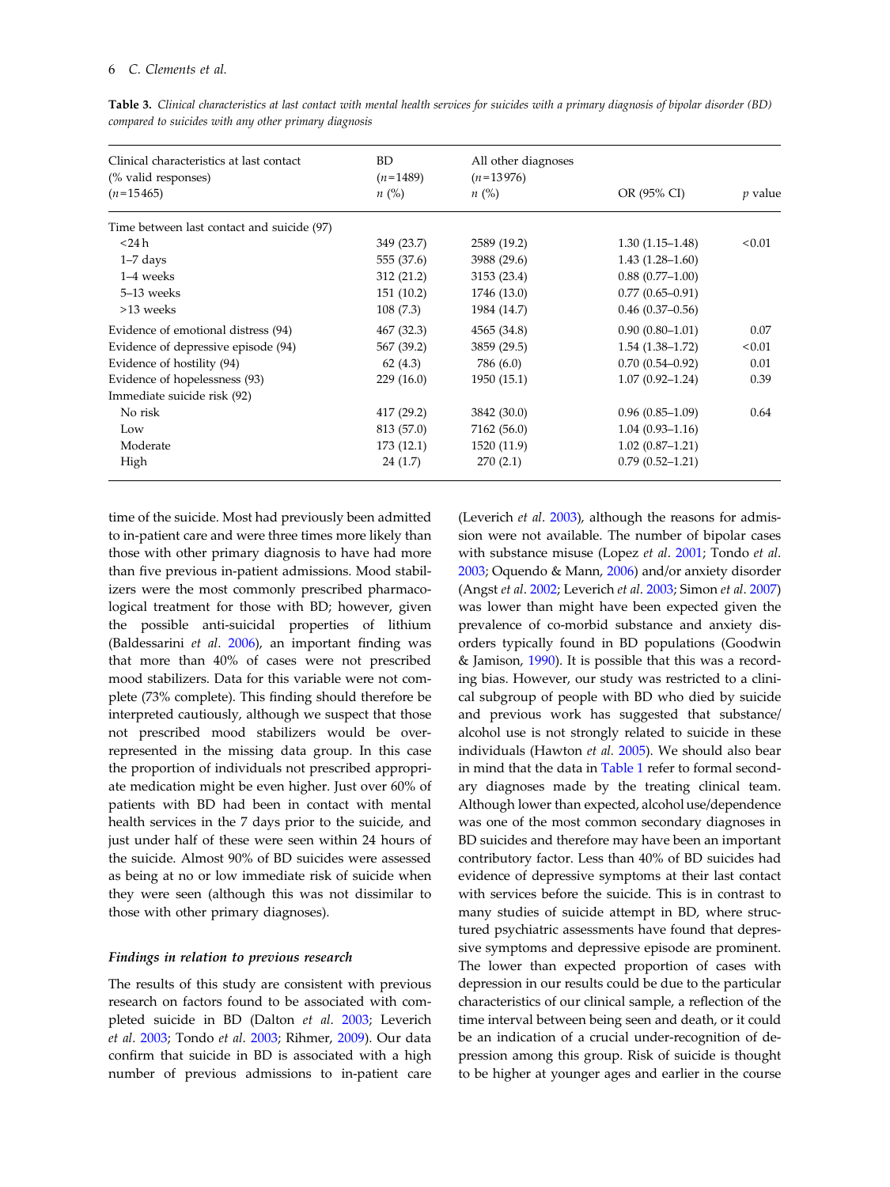**Table 3.** *Clinical characteristics at last contact with mental health services for suicides with a primary diagnosis of bipolar disorder (BD) compared to suicides with any other primary diagnosis*

| Clinical characteristics at last contact (% valid responses) ($n$=15465) | BD ($n$=1489) $n$ (%) | All other diagnoses ($n$=13976) $n$ (%) | OR (95% CI) | $p$ value |
|---|---|---|---|---|
| Time between last contact and suicide (97) | | | | |
| <24 h | 349 (23.7) | 2589 (19.2) | 1.30 (1.15–1.48) | <0.01 |
| 1–7 days | 555 (37.6) | 3988 (29.6) | 1.43 (1.28–1.60) | |
| 1–4 weeks | 312 (21.2) | 3153 (23.4) | 0.88 (0.77–1.00) | |
| 5–13 weeks | 151 (10.2) | 1746 (13.0) | 0.77 (0.65–0.91) | |
| >13 weeks | 108 (7.3) | 1984 (14.7) | 0.46 (0.37–0.56) | |
| Evidence of emotional distress (94) | 467 (32.3) | 4565 (34.8) | 0.90 (0.80–1.01) | 0.07 |
| Evidence of depressive episode (94) | 567 (39.2) | 3859 (29.5) | 1.54 (1.38–1.72) | <0.01 |
| Evidence of hostility (94) | 62 (4.3) | 786 (6.0) | 0.70 (0.54–0.92) | 0.01 |
| Evidence of hopelessness (93) | 229 (16.0) | 1950 (15.1) | 1.07 (0.92–1.24) | 0.39 |
| Immediate suicide risk (92) | | | | |
| No risk | 417 (29.2) | 3842 (30.0) | 0.96 (0.85–1.09) | 0.64 |
| Low | 813 (57.0) | 7162 (56.0) | 1.04 (0.93–1.16) | |
| Moderate | 173 (12.1) | 1520 (11.9) | 1.02 (0.87–1.21) | |
| High | 24 (1.7) | 270 (2.1) | 0.79 (0.52–1.21) | |

time of the suicide. Most had previously been admitted to in-patient care and were three times more likely than those with other primary diagnosis to have had more than five previous in-patient admissions. Mood stabilizers were the most commonly prescribed pharmacological treatment for those with BD; however, given the possible anti-suicidal properties of lithium (Baldessarini *et al*. 2006), an important finding was that more than 40% of cases were not prescribed mood stabilizers. Data for this variable were not complete (73% complete). This finding should therefore be interpreted cautiously, although we suspect that those not prescribed mood stabilizers would be over-represented in the missing data group. In this case the proportion of individuals not prescribed appropriate medication might be even higher. Just over 60% of patients with BD had been in contact with mental health services in the 7 days prior to the suicide, and just under half of these were seen within 24 hours of the suicide. Almost 90% of BD suicides were assessed as being at no or low immediate risk of suicide when they were seen (although this was not dissimilar to those with other primary diagnoses).

### *Findings in relation to previous research*

The results of this study are consistent with previous research on factors found to be associated with completed suicide in BD (Dalton *et al*. 2003; Leverich *et al*. 2003; Tondo *et al*. 2003; Rihmer, 2009). Our data confirm that suicide in BD is associated with a high number of previous admissions to in-patient care (Leverich *et al*. 2003), although the reasons for admission were not available. The number of bipolar cases with substance misuse (Lopez *et al*. 2001; Tondo *et al*. 2003; Oquendo & Mann, 2006) and/or anxiety disorder (Angst *et al*. 2002; Leverich *et al*. 2003; Simon *et al*. 2007) was lower than might have been expected given the prevalence of co-morbid substance and anxiety disorders typically found in BD populations (Goodwin & Jamison, 1990). It is possible that this was a recording bias. However, our study was restricted to a clinical subgroup of people with BD who died by suicide and previous work has suggested that substance/alcohol use is not strongly related to suicide in these individuals (Hawton *et al*. 2005). We should also bear in mind that the data in Table 1 refer to formal secondary diagnoses made by the treating clinical team. Although lower than expected, alcohol use/dependence was one of the most common secondary diagnoses in BD suicides and therefore may have been an important contributory factor. Less than 40% of BD suicides had evidence of depressive symptoms at their last contact with services before the suicide. This is in contrast to many studies of suicide attempt in BD, where structured psychiatric assessments have found that depressive symptoms and depressive episode are prominent. The lower than expected proportion of cases with depression in our results could be due to the particular characteristics of our clinical sample, a reflection of the time interval between being seen and death, or it could be an indication of a crucial under-recognition of depression among this group. Risk of suicide is thought to be higher at younger ages and earlier in the course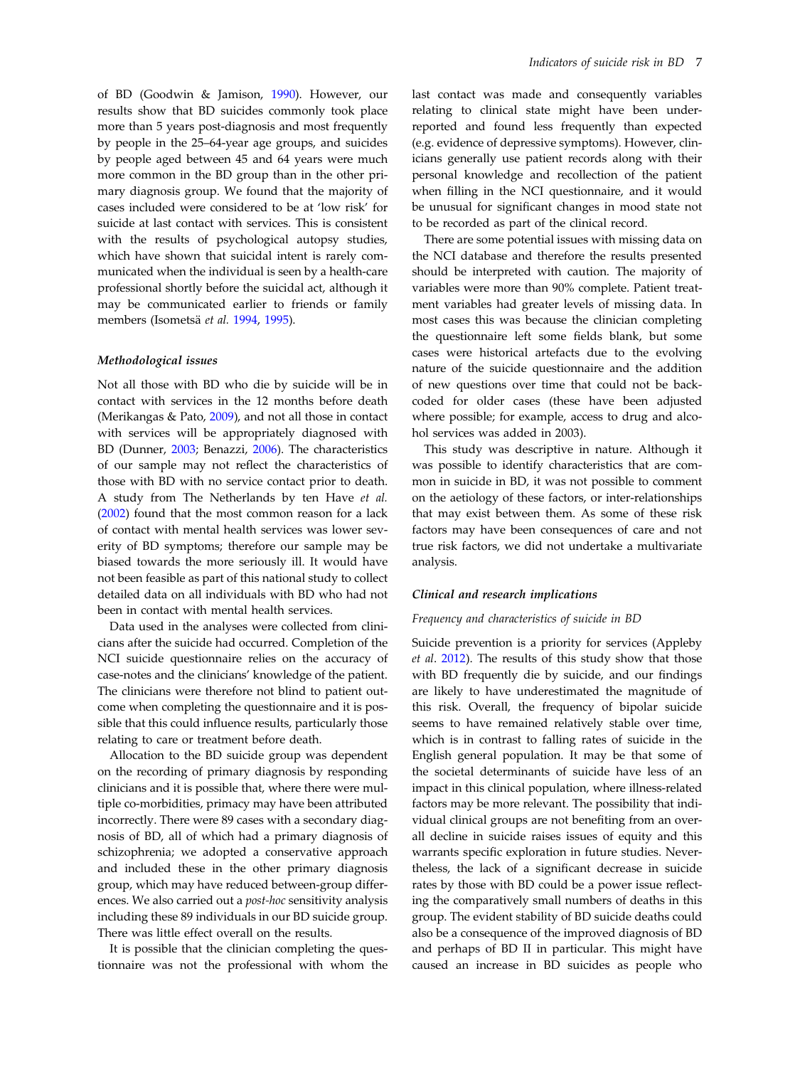of BD (Goodwin & Jamison, 1990). However, our results show that BD suicides commonly took place more than 5 years post-diagnosis and most frequently by people in the 25–64-year age groups, and suicides by people aged between 45 and 64 years were much more common in the BD group than in the other primary diagnosis group. We found that the majority of cases included were considered to be at 'low risk' for suicide at last contact with services. This is consistent with the results of psychological autopsy studies, which have shown that suicidal intent is rarely communicated when the individual is seen by a health-care professional shortly before the suicidal act, although it may be communicated earlier to friends or family members (Isometsä *et al.* 1994, 1995).

### *Methodological issues*

Not all those with BD who die by suicide will be in contact with services in the 12 months before death (Merikangas & Pato, 2009), and not all those in contact with services will be appropriately diagnosed with BD (Dunner, 2003; Benazzi, 2006). The characteristics of our sample may not reflect the characteristics of those with BD with no service contact prior to death. A study from The Netherlands by ten Have *et al.* (2002) found that the most common reason for a lack of contact with mental health services was lower severity of BD symptoms; therefore our sample may be biased towards the more seriously ill. It would have not been feasible as part of this national study to collect detailed data on all individuals with BD who had not been in contact with mental health services.

Data used in the analyses were collected from clinicians after the suicide had occurred. Completion of the NCI suicide questionnaire relies on the accuracy of case-notes and the clinicians' knowledge of the patient. The clinicians were therefore not blind to patient outcome when completing the questionnaire and it is possible that this could influence results, particularly those relating to care or treatment before death.

Allocation to the BD suicide group was dependent on the recording of primary diagnosis by responding clinicians and it is possible that, where there were multiple co-morbidities, primacy may have been attributed incorrectly. There were 89 cases with a secondary diagnosis of BD, all of which had a primary diagnosis of schizophrenia; we adopted a conservative approach and included these in the other primary diagnosis group, which may have reduced between-group differences. We also carried out a *post-hoc* sensitivity analysis including these 89 individuals in our BD suicide group. There was little effect overall on the results.

It is possible that the clinician completing the questionnaire was not the professional with whom the last contact was made and consequently variables relating to clinical state might have been under-reported and found less frequently than expected (e.g. evidence of depressive symptoms). However, clinicians generally use patient records along with their personal knowledge and recollection of the patient when filling in the NCI questionnaire, and it would be unusual for significant changes in mood state not to be recorded as part of the clinical record.

There are some potential issues with missing data on the NCI database and therefore the results presented should be interpreted with caution. The majority of variables were more than 90% complete. Patient treatment variables had greater levels of missing data. In most cases this was because the clinician completing the questionnaire left some fields blank, but some cases were historical artefacts due to the evolving nature of the suicide questionnaire and the addition of new questions over time that could not be back-coded for older cases (these have been adjusted where possible; for example, access to drug and alcohol services was added in 2003).

This study was descriptive in nature. Although it was possible to identify characteristics that are common in suicide in BD, it was not possible to comment on the aetiology of these factors, or inter-relationships that may exist between them. As some of these risk factors may have been consequences of care and not true risk factors, we did not undertake a multivariate analysis.

### *Clinical and research implications*

#### *Frequency and characteristics of suicide in BD*

Suicide prevention is a priority for services (Appleby *et al.* 2012). The results of this study show that those with BD frequently die by suicide, and our findings are likely to have underestimated the magnitude of this risk. Overall, the frequency of bipolar suicide seems to have remained relatively stable over time, which is in contrast to falling rates of suicide in the English general population. It may be that some of the societal determinants of suicide have less of an impact in this clinical population, where illness-related factors may be more relevant. The possibility that individual clinical groups are not benefiting from an overall decline in suicide raises issues of equity and this warrants specific exploration in future studies. Nevertheless, the lack of a significant decrease in suicide rates by those with BD could be a power issue reflecting the comparatively small numbers of deaths in this group. The evident stability of BD suicide deaths could also be a consequence of the improved diagnosis of BD and perhaps of BD II in particular. This might have caused an increase in BD suicides as people who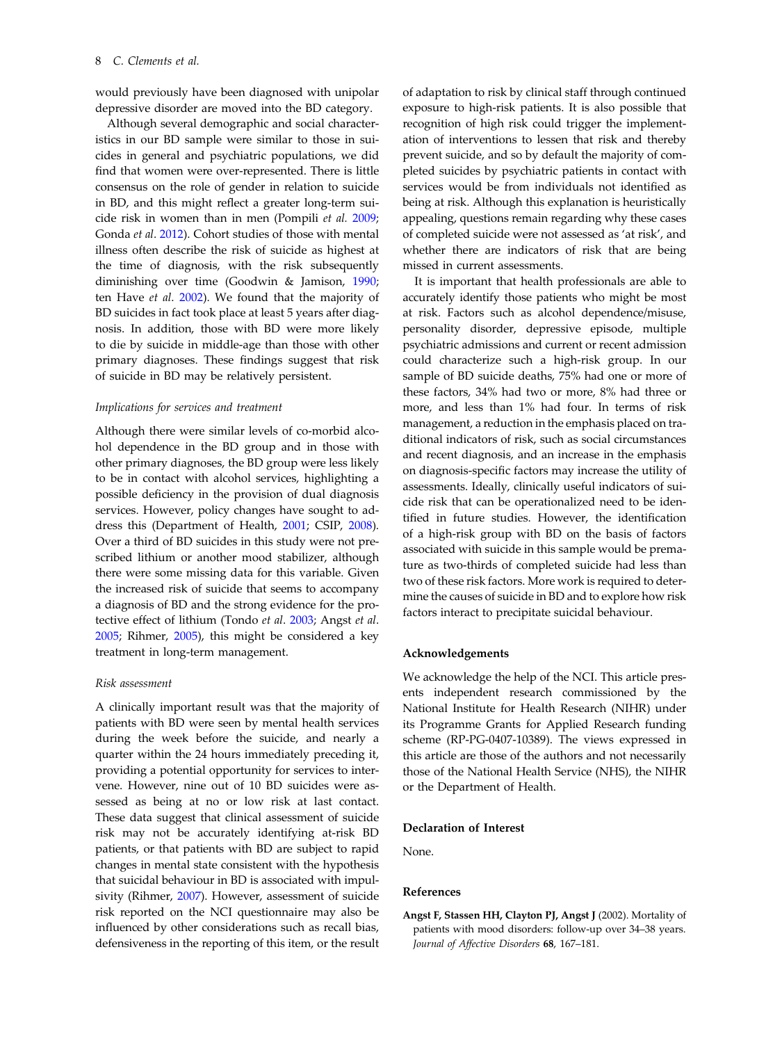would previously have been diagnosed with unipolar depressive disorder are moved into the BD category.

Although several demographic and social characteristics in our BD sample were similar to those in suicides in general and psychiatric populations, we did find that women were over-represented. There is little consensus on the role of gender in relation to suicide in BD, and this might reflect a greater long-term suicide risk in women than in men (Pompili *et al.* 2009; Gonda *et al.* 2012). Cohort studies of those with mental illness often describe the risk of suicide as highest at the time of diagnosis, with the risk subsequently diminishing over time (Goodwin & Jamison, 1990; ten Have *et al.* 2002). We found that the majority of BD suicides in fact took place at least 5 years after diagnosis. In addition, those with BD were more likely to die by suicide in middle-age than those with other primary diagnoses. These findings suggest that risk of suicide in BD may be relatively persistent.

### *Implications for services and treatment*

Although there were similar levels of co-morbid alcohol dependence in the BD group and in those with other primary diagnoses, the BD group were less likely to be in contact with alcohol services, highlighting a possible deficiency in the provision of dual diagnosis services. However, policy changes have sought to address this (Department of Health, 2001; CSIP, 2008). Over a third of BD suicides in this study were not prescribed lithium or another mood stabilizer, although there were some missing data for this variable. Given the increased risk of suicide that seems to accompany a diagnosis of BD and the strong evidence for the protective effect of lithium (Tondo *et al.* 2003; Angst *et al.* 2005; Rihmer, 2005), this might be considered a key treatment in long-term management.

### *Risk assessment*

A clinically important result was that the majority of patients with BD were seen by mental health services during the week before the suicide, and nearly a quarter within the 24 hours immediately preceding it, providing a potential opportunity for services to intervene. However, nine out of 10 BD suicides were assessed as being at no or low risk at last contact. These data suggest that clinical assessment of suicide risk may not be accurately identifying at-risk BD patients, or that patients with BD are subject to rapid changes in mental state consistent with the hypothesis that suicidal behaviour in BD is associated with impulsivity (Rihmer, 2007). However, assessment of suicide risk reported on the NCI questionnaire may also be influenced by other considerations such as recall bias, defensiveness in the reporting of this item, or the result of adaptation to risk by clinical staff through continued exposure to high-risk patients. It is also possible that recognition of high risk could trigger the implementation of interventions to lessen that risk and thereby prevent suicide, and so by default the majority of completed suicides by psychiatric patients in contact with services would be from individuals not identified as being at risk. Although this explanation is heuristically appealing, questions remain regarding why these cases of completed suicide were not assessed as 'at risk', and whether there are indicators of risk that are being missed in current assessments.

It is important that health professionals are able to accurately identify those patients who might be most at risk. Factors such as alcohol dependence/misuse, personality disorder, depressive episode, multiple psychiatric admissions and current or recent admission could characterize such a high-risk group. In our sample of BD suicide deaths, 75% had one or more of these factors, 34% had two or more, 8% had three or more, and less than 1% had four. In terms of risk management, a reduction in the emphasis placed on traditional indicators of risk, such as social circumstances and recent diagnosis, and an increase in the emphasis on diagnosis-specific factors may increase the utility of assessments. Ideally, clinically useful indicators of suicide risk that can be operationalized need to be identified in future studies. However, the identification of a high-risk group with BD on the basis of factors associated with suicide in this sample would be premature as two-thirds of completed suicide had less than two of these risk factors. More work is required to determine the causes of suicide in BD and to explore how risk factors interact to precipitate suicidal behaviour.

## Acknowledgements

We acknowledge the help of the NCI. This article presents independent research commissioned by the National Institute for Health Research (NIHR) under its Programme Grants for Applied Research funding scheme (RP-PG-0407-10389). The views expressed in this article are those of the authors and not necessarily those of the National Health Service (NHS), the NIHR or the Department of Health.

## Declaration of Interest

None.

## References

**Angst F, Stassen HH, Clayton PJ, Angst J** (2002). Mortality of patients with mood disorders: follow-up over 34–38 years. *Journal of Affective Disorders* **68**, 167–181.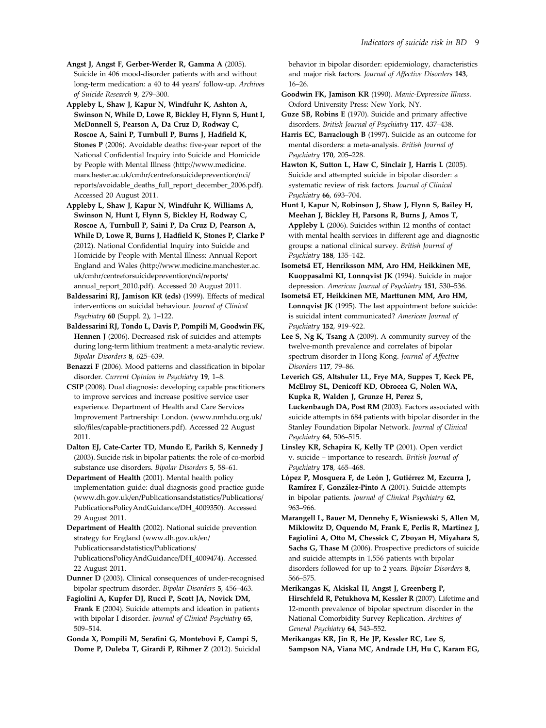**Angst J, Angst F, Gerber-Werder R, Gamma A** (2005). Suicide in 406 mood-disorder patients with and without long-term medication: a 40 to 44 years' follow-up. *Archives of Suicide Research* **9**, 279–300.

**Appleby L, Shaw J, Kapur N, Windfuhr K, Ashton A, Swinson N, While D, Lowe R, Bickley H, Flynn S, Hunt I, McDonnell S, Pearson A, Da Cruz D, Rodway C, Roscoe A, Saini P, Turnbull P, Burns J, Hadfield K, Stones P** (2006). Avoidable deaths: five-year report of the National Confidential Inquiry into Suicide and Homicide by People with Mental Illness (http://www.medicine.manchester.ac.uk/cmhr/centreforsuicideprevention/nci/reports/avoidable_deaths_full_report_december_2006.pdf). Accessed 20 August 2011.

**Appleby L, Shaw J, Kapur N, Windfuhr K, Williams A, Swinson N, Hunt I, Flynn S, Bickley H, Rodway C, Roscoe A, Turnbull P, Saini P, Da Cruz D, Pearson A, While D, Lowe R, Burns J, Hadfield K, Stones P, Clarke P** (2012). National Confidential Inquiry into Suicide and Homicide by People with Mental Illness: Annual Report England and Wales (http://www.medicine.manchester.ac.uk/cmhr/centreforsuicideprevention/nci/reports/annual_report_2010.pdf). Accessed 20 August 2011.

**Baldessarini RJ, Jamison KR (eds)** (1999). Effects of medical interventions on suicidal behaviour. *Journal of Clinical Psychiatry* **60** (Suppl. 2), 1–122.

**Baldessarini RJ, Tondo L, Davis P, Pompili M, Goodwin FK, Hennen J** (2006). Decreased risk of suicides and attempts during long-term lithium treatment: a meta-analytic review. *Bipolar Disorders* **8**, 625–639.

**Benazzi F** (2006). Mood patterns and classification in bipolar disorder. *Current Opinion in Psychiatry* **19**, 1–8.

**CSIP** (2008). Dual diagnosis: developing capable practitioners to improve services and increase positive service user experience. Department of Health and Care Services Improvement Partnership: London. (www.nmhdu.org.uk/silo/files/capable-practitioners.pdf). Accessed 22 August 2011.

**Dalton EJ, Cate-Carter TD, Mundo E, Parikh S, Kennedy J** (2003). Suicide risk in bipolar patients: the role of co-morbid substance use disorders. *Bipolar Disorders* **5**, 58–61.

**Department of Health** (2001). Mental health policy implementation guide: dual diagnosis good practice guide (www.dh.gov.uk/en/Publicationsandstatistics/Publications/PublicationsPolicyAndGuidance/DH_4009350). Accessed 29 August 2011.

**Department of Health** (2002). National suicide prevention strategy for England (www.dh.gov.uk/en/Publicationsandstatistics/Publications/PublicationsPolicyAndGuidance/DH_4009474). Accessed 22 August 2011.

**Dunner D** (2003). Clinical consequences of under-recognised bipolar spectrum disorder. *Bipolar Disorders* **5**, 456–463.

**Fagiolini A, Kupfer DJ, Rucci P, Scott JA, Novick DM, Frank E** (2004). Suicide attempts and ideation in patients with bipolar I disorder. *Journal of Clinical Psychiatry* **65**, 509–514.

**Gonda X, Pompili M, Serafini G, Montebovi F, Campi S, Dome P, Duleba T, Girardi P, Rihmer Z** (2012). Suicidal behavior in bipolar disorder: epidemiology, characteristics and major risk factors. *Journal of Affective Disorders* **143**, 16–26.

**Goodwin FK, Jamison KR** (1990). *Manic-Depressive Illness*. Oxford University Press: New York, NY.

**Guze SB, Robins E** (1970). Suicide and primary affective disorders. *British Journal of Psychiatry* **117**, 437–438.

**Harris EC, Barraclough B** (1997). Suicide as an outcome for mental disorders: a meta-analysis. *British Journal of Psychiatry* **170**, 205–228.

**Hawton K, Sutton L, Haw C, Sinclair J, Harris L** (2005). Suicide and attempted suicide in bipolar disorder: a systematic review of risk factors. *Journal of Clinical Psychiatry* **66**, 693–704.

**Hunt I, Kapur N, Robinson J, Shaw J, Flynn S, Bailey H, Meehan J, Bickley H, Parsons R, Burns J, Amos T, Appleby L** (2006). Suicides within 12 months of contact with mental health services in different age and diagnostic groups: a national clinical survey. *British Journal of Psychiatry* **188**, 135–142.

**Isometsä ET, Henriksson MM, Aro HM, Heikkinen ME, Kuoppasalmi KI, Lonnqvist JK** (1994). Suicide in major depression. *American Journal of Psychiatry* **151**, 530–536.

**Isometsä ET, Heikkinen ME, Marttunen MM, Aro HM, Lonnqvist JK** (1995). The last appointment before suicide: is suicidal intent communicated? *American Journal of Psychiatry* **152**, 919–922.

**Lee S, Ng K, Tsang A** (2009). A community survey of the twelve-month prevalence and correlates of bipolar spectrum disorder in Hong Kong. *Journal of Affective Disorders* **117**, 79–86.

**Leverich GS, Altshuler LL, Frye MA, Suppes T, Keck PE, McElroy SL, Denicoff KD, Obrocea G, Nolen WA, Kupka R, Walden J, Grunze H, Perez S, Luckenbaugh DA, Post RM** (2003). Factors associated with suicide attempts in 684 patients with bipolar disorder in the Stanley Foundation Bipolar Network. *Journal of Clinical Psychiatry* **64**, 506–515.

**Linsley KR, Schapira K, Kelly TP** (2001). Open verdict v. suicide – importance to research. *British Journal of Psychiatry* **178**, 465–468.

**López P, Mosquera F, de León J, Gutiérrez M, Ezcurra J, Ramírez F, González-Pinto A** (2001). Suicide attempts in bipolar patients. *Journal of Clinical Psychiatry* **62**, 963–966.

**Marangell L, Bauer M, Dennehy E, Wisniewski S, Allen M, Miklowitz D, Oquendo M, Frank E, Perlis R, Martinez J, Fagiolini A, Otto M, Chessick C, Zboyan H, Miyahara S, Sachs G, Thase M** (2006). Prospective predictors of suicide and suicide attempts in 1,556 patients with bipolar disorders followed for up to 2 years. *Bipolar Disorders* **8**, 566–575.

**Merikangas K, Akiskal H, Angst J, Greenberg P, Hirschfeld R, Petukhova M, Kessler R** (2007). Lifetime and 12-month prevalence of bipolar spectrum disorder in the National Comorbidity Survey Replication. *Archives of General Psychiatry* **64**, 543–552.

**Merikangas KR, Jin R, He JP, Kessler RC, Lee S, Sampson NA, Viana MC, Andrade LH, Hu C, Karam EG,**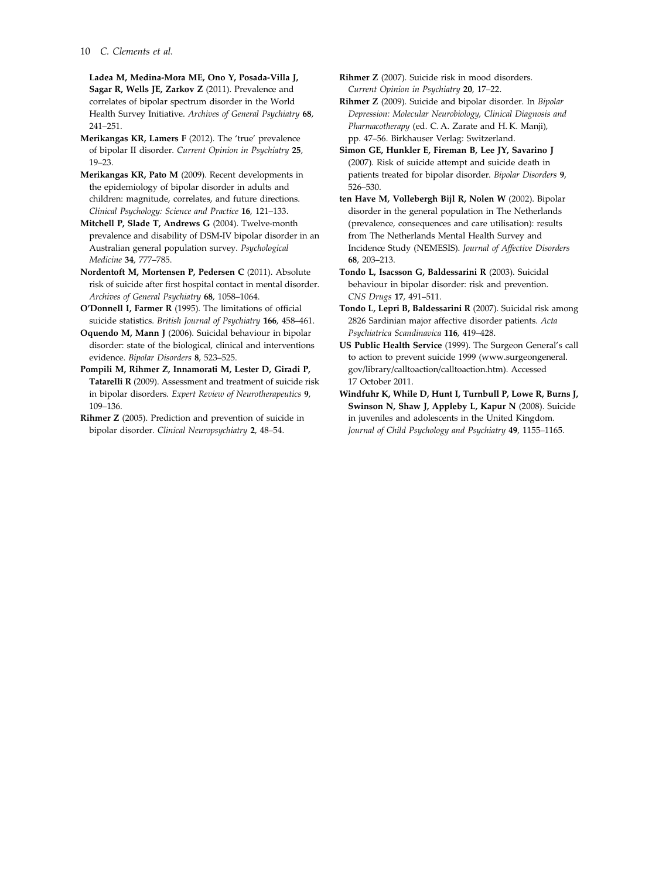**Ladea M, Medina-Mora ME, Ono Y, Posada-Villa J, Sagar R, Wells JE, Zarkov Z** (2011). Prevalence and correlates of bipolar spectrum disorder in the World Health Survey Initiative. *Archives of General Psychiatry* **68**, 241–251.

**Merikangas KR, Lamers F** (2012). The 'true' prevalence of bipolar II disorder. *Current Opinion in Psychiatry* **25**, 19–23.

**Merikangas KR, Pato M** (2009). Recent developments in the epidemiology of bipolar disorder in adults and children: magnitude, correlates, and future directions. *Clinical Psychology: Science and Practice* **16**, 121–133.

**Mitchell P, Slade T, Andrews G** (2004). Twelve-month prevalence and disability of DSM-IV bipolar disorder in an Australian general population survey. *Psychological Medicine* **34**, 777–785.

**Nordentoft M, Mortensen P, Pedersen C** (2011). Absolute risk of suicide after first hospital contact in mental disorder. *Archives of General Psychiatry* **68**, 1058–1064.

**O'Donnell I, Farmer R** (1995). The limitations of official suicide statistics. *British Journal of Psychiatry* **166**, 458–461.

**Oquendo M, Mann J** (2006). Suicidal behaviour in bipolar disorder: state of the biological, clinical and interventions evidence. *Bipolar Disorders* **8**, 523–525.

**Pompili M, Rihmer Z, Innamorati M, Lester D, Giradi P, Tatarelli R** (2009). Assessment and treatment of suicide risk in bipolar disorders. *Expert Review of Neurotherapeutics* **9**, 109–136.

**Rihmer Z** (2005). Prediction and prevention of suicide in bipolar disorder. *Clinical Neuropsychiatry* **2**, 48–54.

**Rihmer Z** (2007). Suicide risk in mood disorders. *Current Opinion in Psychiatry* **20**, 17–22.

**Rihmer Z** (2009). Suicide and bipolar disorder. In *Bipolar Depression: Molecular Neurobiology, Clinical Diagnosis and Pharmacotherapy* (ed. C. A. Zarate and H. K. Manji), pp. 47–56. Birkhauser Verlag: Switzerland.

**Simon GE, Hunkler E, Fireman B, Lee JY, Savarino J** (2007). Risk of suicide attempt and suicide death in patients treated for bipolar disorder. *Bipolar Disorders* **9**, 526–530.

**ten Have M, Vollebergh Bijl R, Nolen W** (2002). Bipolar disorder in the general population in The Netherlands (prevalence, consequences and care utilisation): results from The Netherlands Mental Health Survey and Incidence Study (NEMESIS). *Journal of Affective Disorders* **68**, 203–213.

**Tondo L, Isacsson G, Baldessarini R** (2003). Suicidal behaviour in bipolar disorder: risk and prevention. *CNS Drugs* **17**, 491–511.

**Tondo L, Lepri B, Baldessarini R** (2007). Suicidal risk among 2826 Sardinian major affective disorder patients. *Acta Psychiatrica Scandinavica* **116**, 419–428.

**US Public Health Service** (1999). The Surgeon General's call to action to prevent suicide 1999 (www.surgeongeneral.gov/library/calltoaction/calltoaction.htm). Accessed 17 October 2011.

**Windfuhr K, While D, Hunt I, Turnbull P, Lowe R, Burns J, Swinson N, Shaw J, Appleby L, Kapur N** (2008). Suicide in juveniles and adolescents in the United Kingdom. *Journal of Child Psychology and Psychiatry* **49**, 1155–1165.